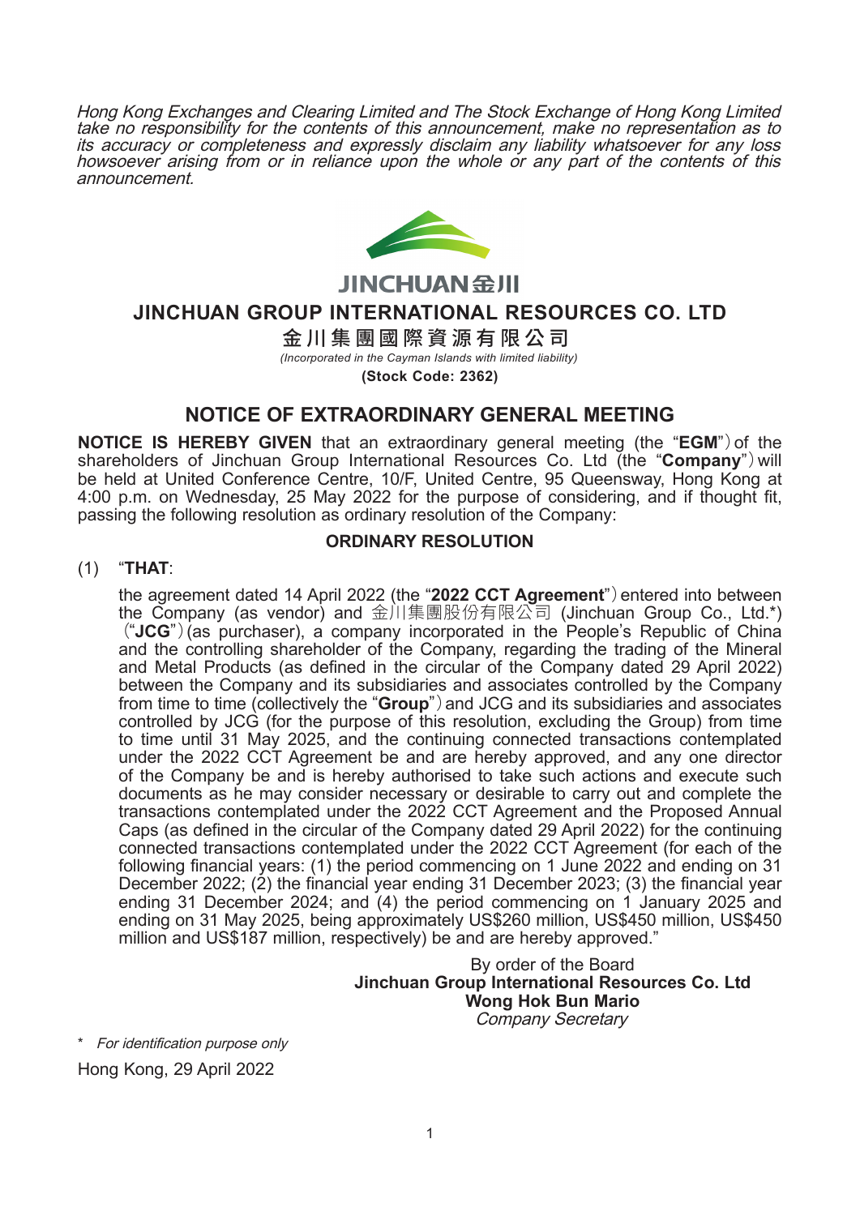*Hong Kong Exchanges and Clearing Limited and The Stock Exchange of Hong Kong Limited take no responsibility for the contents of this announcement, make no representation as to its accuracy or completeness and expressly disclaim any liability whatsoever for any loss howsoever arising from or in reliance upon the whole or any part of the contents of this announcement.*

JINCHUAN金川

# JINCHUAN GROUP INTERNATIONAL RESOURCES CO. LTD

# 金川集團國際資源有限公司

*(Incorporated in the Cayman Islands with limited liability)*

**(Stock Code: 2362)**

## NOTICE OF EXTRAORDINARY GENERAL MEETING

**NOTICE IS HEREBY GIVEN** that an extraordinary general meeting (the "**EGM**") of the shareholders of Jinchuan Group International Resources Co. Ltd (the "**Company**") will be held at United Conference Centre, 10/F, United Centre, 95 Queensway, Hong Kong at 4:00 p.m. on Wednesday, 25 May 2022 for the purpose of considering, and if thought fit, passing the following resolution as ordinary resolution of the Company:

### ORDINARY RESOLUTION

(1) "**THAT**:

the agreement dated 14 April 2022 (the "**2022 CCT Agreement**") entered into between the Company (as vendor) and 金川集團股份有限公司 (Jinchuan Group Co., Ltd.*) ("**JCG**") (as purchaser), a company incorporated in the People's Republic of China and the controlling shareholder of the Company, regarding the trading of the Mineral and Metal Products (as defined in the circular of the Company dated 29 April 2022) between the Company and its subsidiaries and associates controlled by the Company from time to time (collectively the "**Group**") and JCG and its subsidiaries and associates controlled by JCG (for the purpose of this resolution, excluding the Group) from time to time until 31 May 2025, and the continuing connected transactions contemplated under the 2022 CCT Agreement be and are hereby approved, and any one director of the Company be and is hereby authorised to take such actions and execute such documents as he may consider necessary or desirable to carry out and complete the transactions contemplated under the 2022 CCT Agreement and the Proposed Annual Caps (as defined in the circular of the Company dated 29 April 2022) for the continuing connected transactions contemplated under the 2022 CCT Agreement (for each of the following financial years: (1) the period commencing on 1 June 2022 and ending on 31 December 2022; (2) the financial year ending 31 December 2023; (3) the financial year ending 31 December 2024; and (4) the period commencing on 1 January 2025 and ending on 31 May 2025, being approximately US$260 million, US$450 million, US$450 million and US$187 million, respectively) be and are hereby approved."

By order of the Board
**Jinchuan Group International Resources Co. Ltd**
**Wong Hok Bun Mario**
*Company Secretary*

\* *For identification purpose only*

Hong Kong, 29 April 2022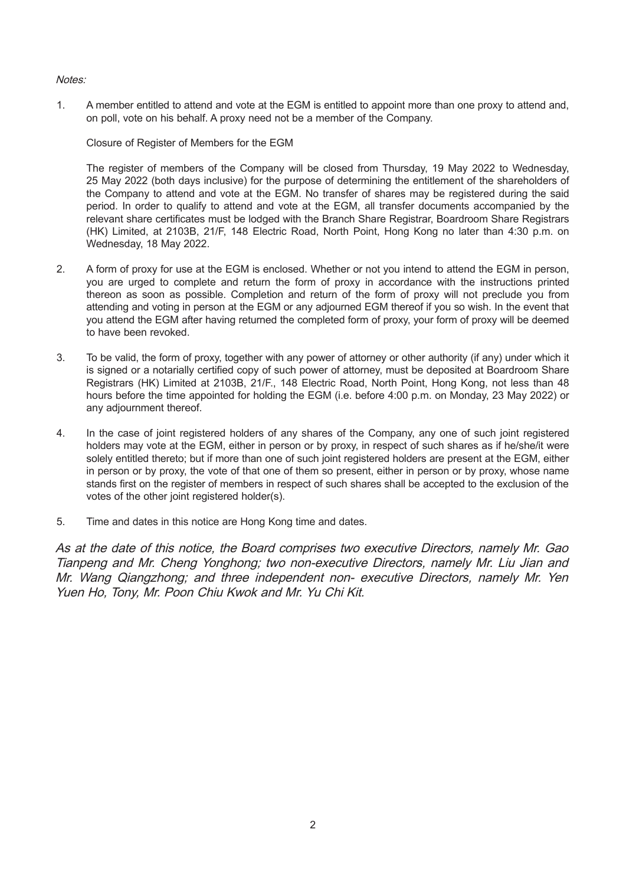*Notes:*

1. A member entitled to attend and vote at the EGM is entitled to appoint more than one proxy to attend and, on poll, vote on his behalf. A proxy need not be a member of the Company.

   Closure of Register of Members for the EGM

   The register of members of the Company will be closed from Thursday, 19 May 2022 to Wednesday, 25 May 2022 (both days inclusive) for the purpose of determining the entitlement of the shareholders of the Company to attend and vote at the EGM. No transfer of shares may be registered during the said period. In order to qualify to attend and vote at the EGM, all transfer documents accompanied by the relevant share certificates must be lodged with the Branch Share Registrar, Boardroom Share Registrars (HK) Limited, at 2103B, 21/F, 148 Electric Road, North Point, Hong Kong no later than 4:30 p.m. on Wednesday, 18 May 2022.

2. A form of proxy for use at the EGM is enclosed. Whether or not you intend to attend the EGM in person, you are urged to complete and return the form of proxy in accordance with the instructions printed thereon as soon as possible. Completion and return of the form of proxy will not preclude you from attending and voting in person at the EGM or any adjourned EGM thereof if you so wish. In the event that you attend the EGM after having returned the completed form of proxy, your form of proxy will be deemed to have been revoked.

3. To be valid, the form of proxy, together with any power of attorney or other authority (if any) under which it is signed or a notarially certified copy of such power of attorney, must be deposited at Boardroom Share Registrars (HK) Limited at 2103B, 21/F., 148 Electric Road, North Point, Hong Kong, not less than 48 hours before the time appointed for holding the EGM (i.e. before 4:00 p.m. on Monday, 23 May 2022) or any adjournment thereof.

4. In the case of joint registered holders of any shares of the Company, any one of such joint registered holders may vote at the EGM, either in person or by proxy, in respect of such shares as if he/she/it were solely entitled thereto; but if more than one of such joint registered holders are present at the EGM, either in person or by proxy, the vote of that one of them so present, either in person or by proxy, whose name stands first on the register of members in respect of such shares shall be accepted to the exclusion of the votes of the other joint registered holder(s).

5. Time and dates in this notice are Hong Kong time and dates.

*As at the date of this notice, the Board comprises two executive Directors, namely Mr. Gao Tianpeng and Mr. Cheng Yonghong; two non-executive Directors, namely Mr. Liu Jian and Mr. Wang Qiangzhong; and three independent non- executive Directors, namely Mr. Yen Yuen Ho, Tony, Mr. Poon Chiu Kwok and Mr. Yu Chi Kit.*